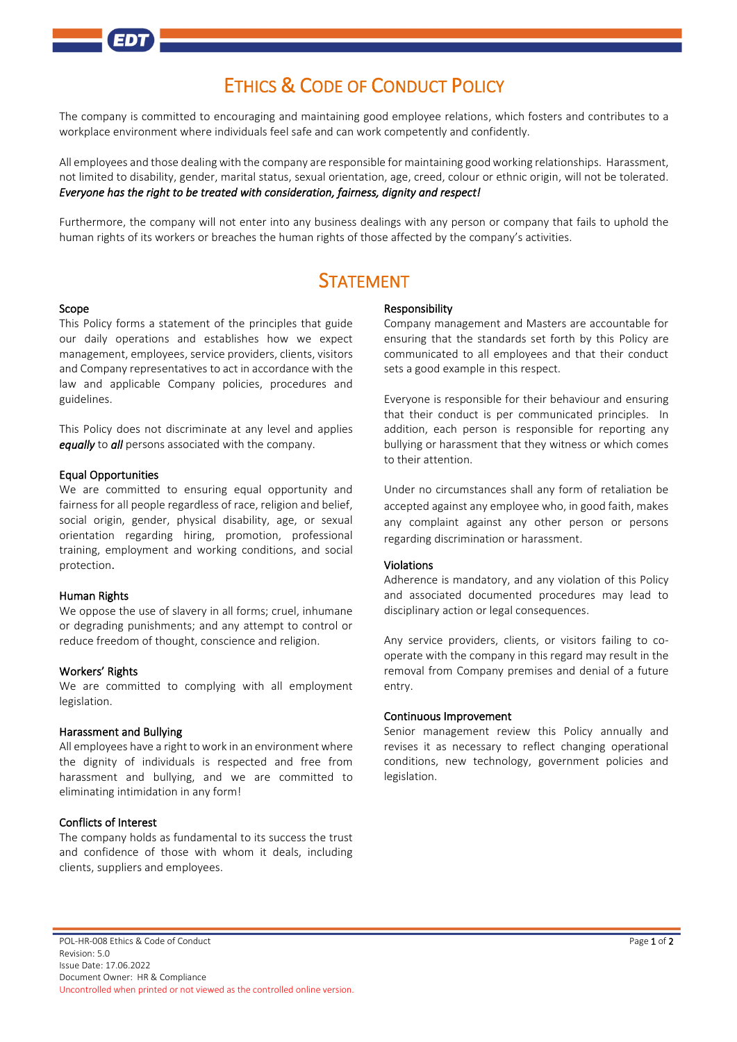# Ethics & Code of Conduct Policy

The company is committed to encouraging and maintaining good employee relations, which fosters and contributes to a workplace environment where individuals feel safe and can work competently and confidently.

All employees and those dealing with the company are responsible for maintaining good working relationships. Harassment, not limited to disability, gender, marital status, sexual orientation, age, creed, colour or ethnic origin, will not be tolerated. ***Everyone has the right to be treated with consideration, fairness, dignity and respect!***

Furthermore, the company will not enter into any business dealings with any person or company that fails to uphold the human rights of its workers or breaches the human rights of those affected by the company's activities.

## Statement

### Scope

This Policy forms a statement of the principles that guide our daily operations and establishes how we expect management, employees, service providers, clients, visitors and Company representatives to act in accordance with the law and applicable Company policies, procedures and guidelines.

This Policy does not discriminate at any level and applies ***equally*** to ***all*** persons associated with the company.

### Equal Opportunities

We are committed to ensuring equal opportunity and fairness for all people regardless of race, religion and belief, social origin, gender, physical disability, age, or sexual orientation regarding hiring, promotion, professional training, employment and working conditions, and social protection.

### Human Rights

We oppose the use of slavery in all forms; cruel, inhumane or degrading punishments; and any attempt to control or reduce freedom of thought, conscience and religion.

### Workers' Rights

We are committed to complying with all employment legislation.

### Harassment and Bullying

All employees have a right to work in an environment where the dignity of individuals is respected and free from harassment and bullying, and we are committed to eliminating intimidation in any form!

### Conflicts of Interest

The company holds as fundamental to its success the trust and confidence of those with whom it deals, including clients, suppliers and employees.

### Responsibility

Company management and Masters are accountable for ensuring that the standards set forth by this Policy are communicated to all employees and that their conduct sets a good example in this respect.

Everyone is responsible for their behaviour and ensuring that their conduct is per communicated principles. In addition, each person is responsible for reporting any bullying or harassment that they witness or which comes to their attention.

Under no circumstances shall any form of retaliation be accepted against any employee who, in good faith, makes any complaint against any other person or persons regarding discrimination or harassment.

### Violations

Adherence is mandatory, and any violation of this Policy and associated documented procedures may lead to disciplinary action or legal consequences.

Any service providers, clients, or visitors failing to co-operate with the company in this regard may result in the removal from Company premises and denial of a future entry.

### Continuous Improvement

Senior management review this Policy annually and revises it as necessary to reflect changing operational conditions, new technology, government policies and legislation.

POL-HR-008 Ethics & Code of Conduct
Revision: 5.0
Issue Date: 17.06.2022
Document Owner: HR & Compliance
Uncontrolled when printed or not viewed as the controlled online version.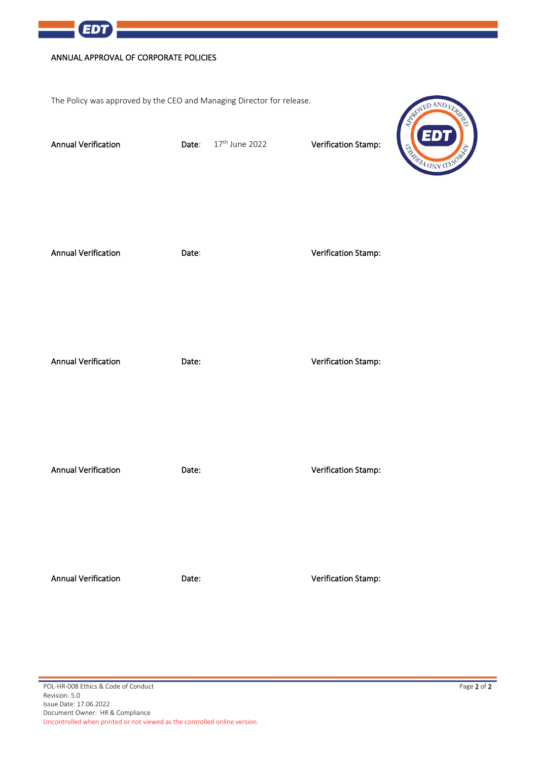ANNUAL APPROVAL OF CORPORATE POLICIES

The Policy was approved by the CEO and Managing Director for release.

| | | |
|---|---|---|
| Annual Verification | Date: 17th June 2022 | Verification Stamp: |
| Annual Verification | Date: | Verification Stamp: |
| Annual Verification | Date: | Verification Stamp: |
| Annual Verification | Date: | Verification Stamp: |
| Annual Verification | Date: | Verification Stamp: |

POL-HR-008 Ethics & Code of Conduct
Revision: 5.0
Issue Date: 17.06.2022
Document Owner: HR & Compliance
Uncontrolled when printed or not viewed as the controlled online version.